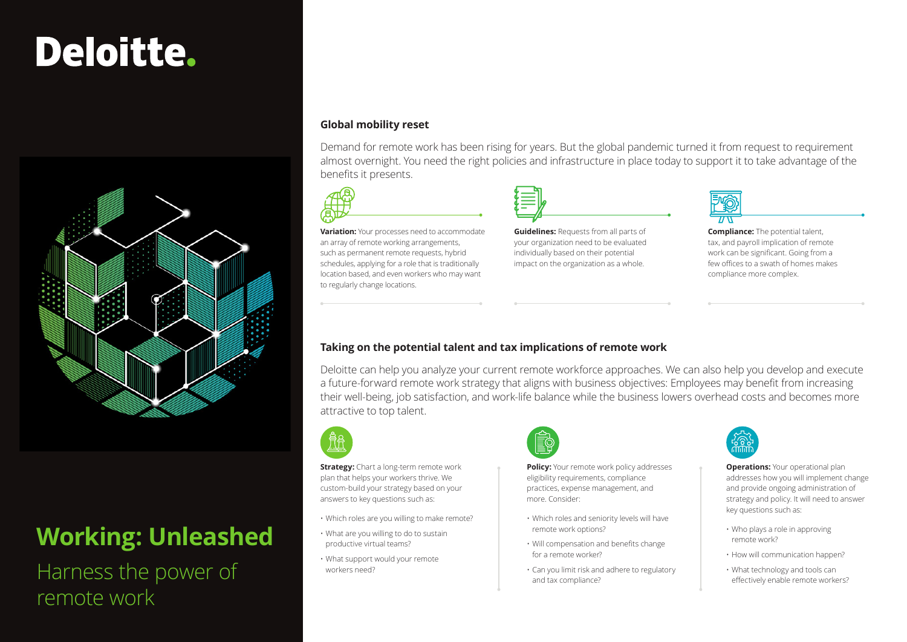Deloitte.

# Working: Unleashed

Harness the power of remote work

## Global mobility reset

Demand for remote work has been rising for years. But the global pandemic turned it from request to requirement almost overnight. You need the right policies and infrastructure in place today to support it to take advantage of the benefits it presents.

**Variation:** Your processes need to accommodate an array of remote working arrangements, such as permanent remote requests, hybrid schedules, applying for a role that is traditionally location based, and even workers who may want to regularly change locations.

**Guidelines:** Requests from all parts of your organization need to be evaluated individually based on their potential impact on the organization as a whole.

**Compliance:** The potential talent, tax, and payroll implication of remote work can be significant. Going from a few offices to a swath of homes makes compliance more complex.

## Taking on the potential talent and tax implications of remote work

Deloitte can help you analyze your current remote workforce approaches. We can also help you develop and execute a future-forward remote work strategy that aligns with business objectives: Employees may benefit from increasing their well-being, job satisfaction, and work-life balance while the business lowers overhead costs and becomes more attractive to top talent.

**Strategy:** Chart a long-term remote work plan that helps your workers thrive. We custom-build your strategy based on your answers to key questions such as:

- Which roles are you willing to make remote?
- What are you willing to do to sustain productive virtual teams?
- What support would your remote workers need?

**Policy:** Your remote work policy addresses eligibility requirements, compliance practices, expense management, and more. Consider:

- Which roles and seniority levels will have remote work options?
- Will compensation and benefits change for a remote worker?
- Can you limit risk and adhere to regulatory and tax compliance?

**Operations:** Your operational plan addresses how you will implement change and provide ongoing administration of strategy and policy. It will need to answer key questions such as:

- Who plays a role in approving remote work?
- How will communication happen?
- What technology and tools can effectively enable remote workers?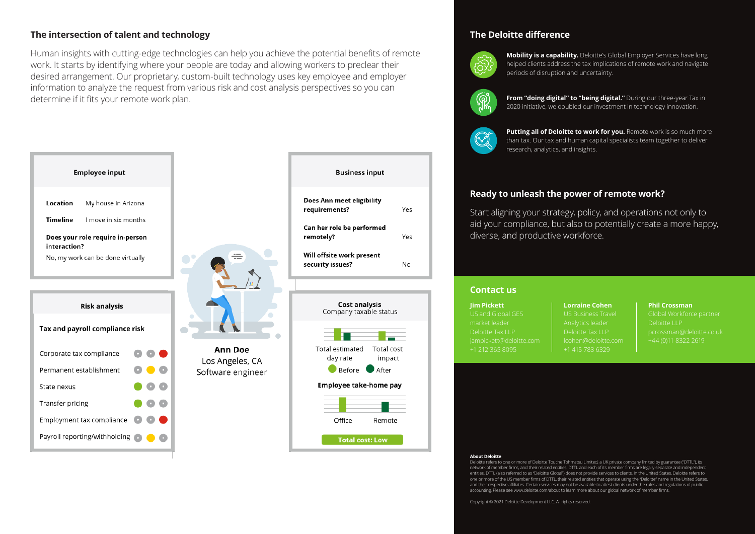## The intersection of talent and technology

Human insights with cutting-edge technologies can help you achieve the potential benefits of remote work. It starts by identifying where your people are today and allowing workers to preclear their desired arrangement. Our proprietary, custom-built technology uses key employee and employer information to analyze the request from various risk and cost analysis perspectives so you can determine if it fits your remote work plan.

### Employee input

**Location** My house in Arizona

**Timeline** I move in six months

**Does your role require in-person interaction?**

No, my work can be done virtually

### Business input

| | |
|---|---|
| **Does Ann meet eligibility requirements?** | Yes |
| **Can her role be performed remotely?** | Yes |
| **Will offsite work present security issues?** | No |

**Ann Doe**
Los Angeles, CA
Software engineer

### Risk analysis

**Tax and payroll compliance risk**

Corporate tax compliance

Permanent establishment

State nexus

Transfer pricing

Employment tax compliance

Payroll reporting/withholding

### Cost analysis

Company taxable status

Total estimated day rate

Total cost impact

Before

After

**Employee take-home pay**

Office

Remote

**Total cost: Low**

## The Deloitte difference

**Mobility is a capability.** Deloitte's Global Employer Services have long helped clients address the tax implications of remote work and navigate periods of disruption and uncertainty.

**From "doing digital" to "being digital."** During our three-year Tax in 2020 initiative, we doubled our investment in technology innovation.

**Putting all of Deloitte to work for you.** Remote work is so much more than tax. Our tax and human capital specialists team together to deliver research, analytics, and insights.

## Ready to unleash the power of remote work?

Start aligning your strategy, policy, and operations not only to aid your compliance, but also to potentially create a more happy, diverse, and productive workforce.

## Contact us

**Jim Pickett**
US and Global GES market leader
Deloitte Tax LLP
jampickett@deloitte.com
+1 212 365 8095

**Lorraine Cohen**
US Business Travel Analytics leader
Deloitte Tax LLP
lcohen@deloitte.com
+1 415 783 6329

**Phil Crossman**
Global Workforce partner
Deloitte LLP
pcrossman@deloitte.co.uk
+44 (0)11 8322 2619

**About Deloitte**

Deloitte refers to one or more of Deloitte Touche Tohmatsu Limited, a UK private company limited by guarantee ("DTTL"), its network of member firms, and their related entities. DTTL and each of its member firms are legally separate and independent entities. DTTL (also referred to as "Deloitte Global") does not provide services to clients. In the United States, Deloitte refers to one or more of the US member firms of DTTL, their related entities that operate using the "Deloitte" name in the United States, and their respective affiliates. Certain services may not be available to attest clients under the rules and regulations of public accounting. Please see www.deloitte.com/about to learn more about our global network of member firms.

Copyright © 2021 Deloitte Development LLC. All rights reserved.